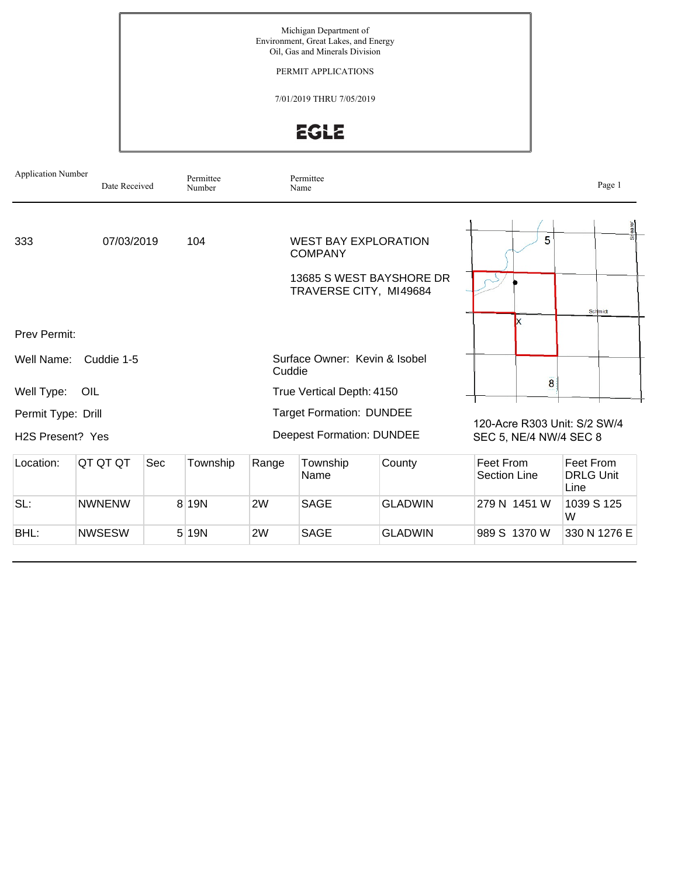Michigan Department of
Environment, Great Lakes, and Energy
Oil, Gas and Minerals Division

PERMIT APPLICATIONS

7/01/2019 THRU 7/05/2019

EGLE

| Application Number | Date Received | Permittee Number | Permittee Name |
|---|---|---|---|
| 333 | 07/03/2019 | 104 | WEST BAY EXPLORATION COMPANY<br>13685 S WEST BAYSHORE DR<br>TRAVERSE CITY, MI49684 |

Prev Permit:

Well Name: Cuddie 1-5

Well Type: OIL

Permit Type: Drill

H2S Present? Yes

Surface Owner: Kevin & Isobel Cuddie

True Vertical Depth: 4150

Target Formation: DUNDEE

Deepest Formation: DUNDEE

120-Acre R303 Unit: S/2 SW/4 SEC 5, NE/4 NW/4 SEC 8

| Location: | QT QT QT | Sec | Township | Range | Township Name | County | Feet From Section Line | Feet From DRLG Unit Line |
|---|---|---|---|---|---|---|---|---|
| SL: | NWNENW | 8 | 19N | 2W | SAGE | GLADWIN | 279 N 1451 W | 1039 S 125 W |
| BHL: | NWSESW | 5 | 19N | 2W | SAGE | GLADWIN | 989 S 1370 W | 330 N 1276 E |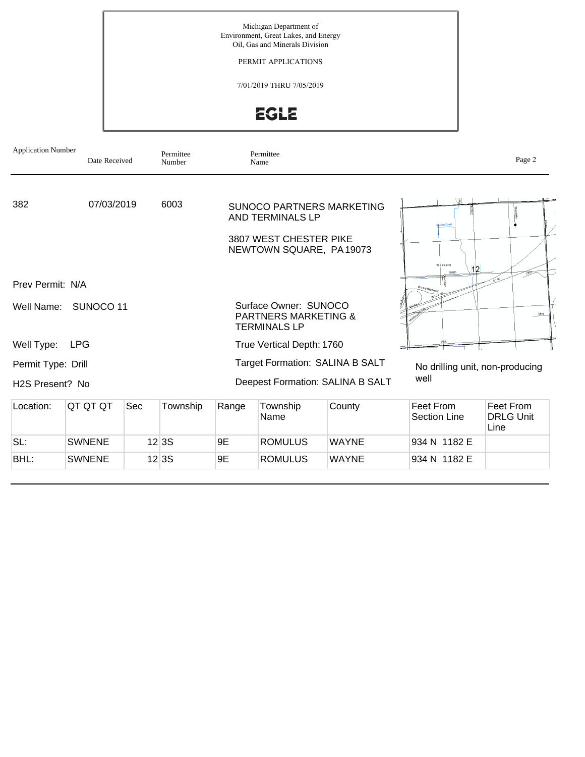Michigan Department of
Environment, Great Lakes, and Energy
Oil, Gas and Minerals Division

PERMIT APPLICATIONS

7/01/2019 THRU 7/05/2019

EGLE

| Application Number | Date Received | Permittee Number | Permittee Name |
|---|---|---|---|
| 382 | 07/03/2019 | 6003 | SUNOCO PARTNERS MARKETING AND TERMINALS LP<br>3807 WEST CHESTER PIKE<br>NEWTOWN SQUARE, PA 19073 |

Prev Permit: N/A

Well Name: SUNOCO 11

Surface Owner: SUNOCO PARTNERS MARKETING & TERMINALS LP

Well Type: LPG

True Vertical Depth: 1760

Permit Type: Drill

Target Formation: SALINA B SALT

H2S Present? No

Deepest Formation: SALINA B SALT

No drilling unit, non-producing well

| Location: | QT QT QT | Sec | Township | Range | Township Name | County | Feet From Section Line | Feet From DRLG Unit Line |
|---|---|---|---|---|---|---|---|---|
| SL: | SWNENE | 12 | 3S | 9E | ROMULUS | WAYNE | 934 N 1182 E | |
| BHL: | SWNENE | 12 | 3S | 9E | ROMULUS | WAYNE | 934 N 1182 E | |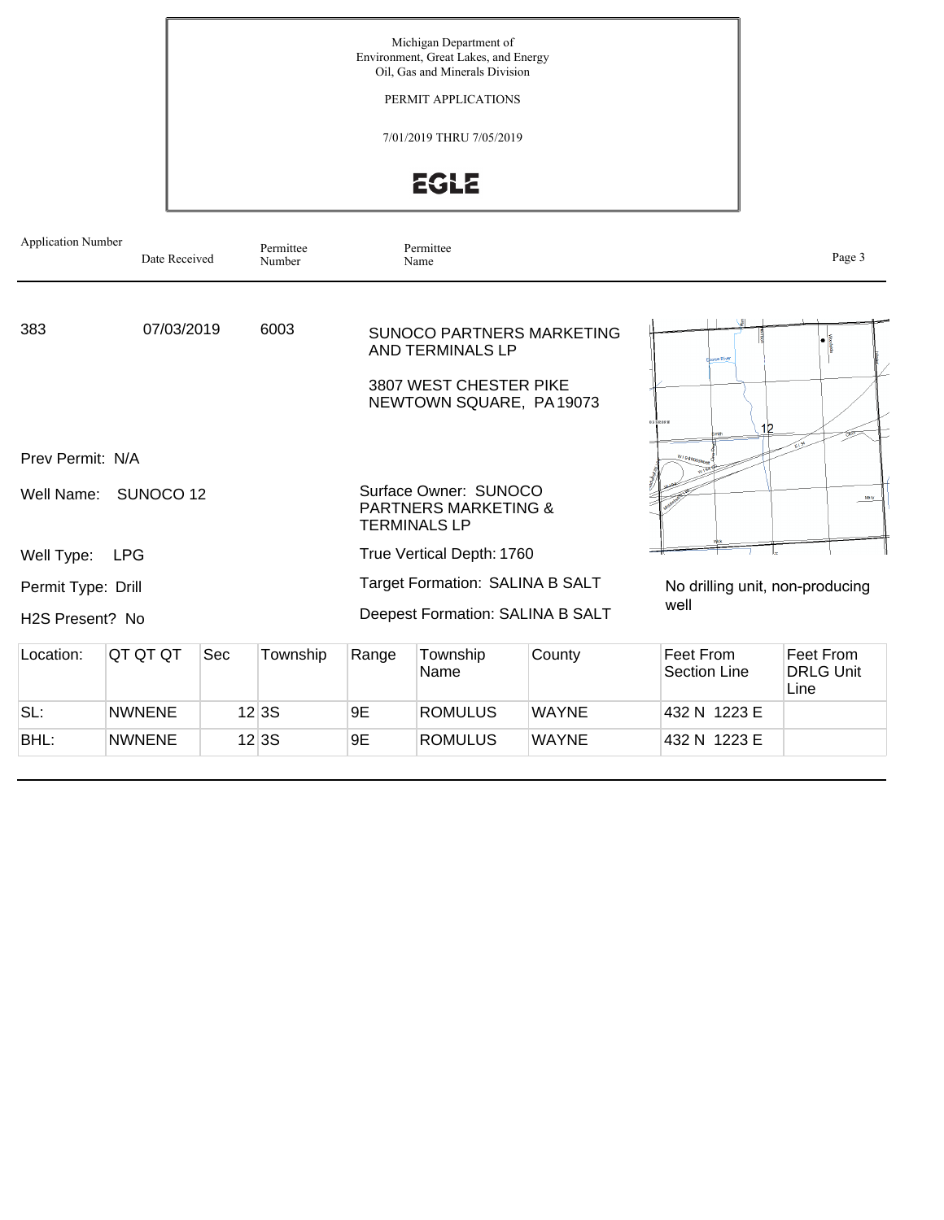Michigan Department of
Environment, Great Lakes, and Energy
Oil, Gas and Minerals Division

PERMIT APPLICATIONS

7/01/2019 THRU 7/05/2019

EGLE

| Application Number | Date Received | Permittee Number | Permittee Name |
|---|---|---|---|
| 383 | 07/03/2019 | 6003 | SUNOCO PARTNERS MARKETING AND TERMINALS LP<br>3807 WEST CHESTER PIKE<br>NEWTOWN SQUARE, PA 19073 |

Prev Permit: N/A

Well Name: SUNOCO 12

Well Type: LPG

Permit Type: Drill

H2S Present? No

Surface Owner: SUNOCO PARTNERS MARKETING & TERMINALS LP

True Vertical Depth: 1760

Target Formation: SALINA B SALT

Deepest Formation: SALINA B SALT

No drilling unit, non-producing well

| Location: | QT QT QT | Sec | Township | Range | Township Name | County | Feet From Section Line | Feet From DRLG Unit Line |
|---|---|---|---|---|---|---|---|---|
| SL: | NWNENE | 12 | 3S | 9E | ROMULUS | WAYNE | 432 N 1223 E | |
| BHL: | NWNENE | 12 | 3S | 9E | ROMULUS | WAYNE | 432 N 1223 E | |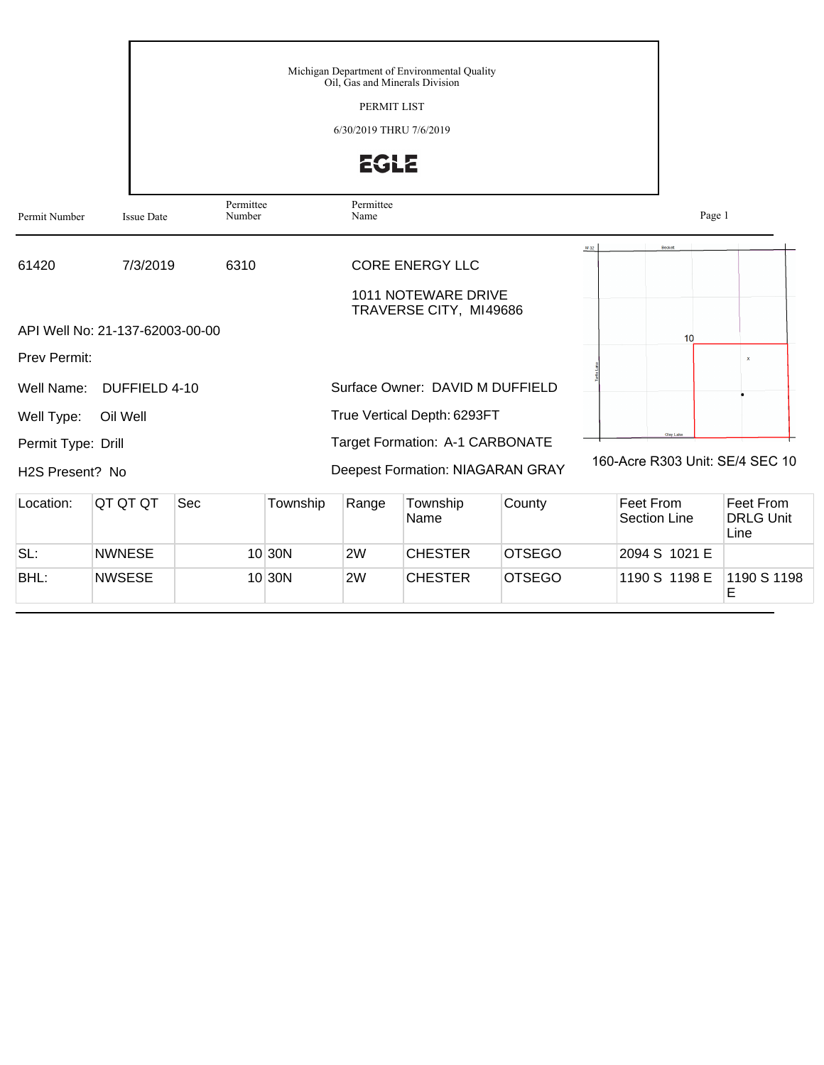Michigan Department of Environmental Quality
Oil, Gas and Minerals Division

PERMIT LIST

6/30/2019 THRU 7/6/2019

EGLE

| Permit Number | Issue Date | Permittee Number | Permittee Name |
|---|---|---|---|
| 61420 | 7/3/2019 | 6310 | CORE ENERGY LLC |

1011 NOTEWARE DRIVE
TRAVERSE CITY, MI49686

API Well No: 21-137-62003-00-00

Prev Permit:

Well Name: DUFFIELD 4-10

Well Type: Oil Well

Permit Type: Drill

H2S Present? No

Surface Owner: DAVID M DUFFIELD

True Vertical Depth: 6293FT

Target Formation: A-1 CARBONATE

Deepest Formation: NIAGARAN GRAY

M 32

Beckett

10

Turtle Lake

Clay Lake

160-Acre R303 Unit: SE/4 SEC 10

| Location: | QT QT QT | Sec | Township | Range | Township Name | County | Feet From Section Line | Feet From DRLG Unit Line |
|---|---|---|---|---|---|---|---|---|
| SL: | NWNESE | 10 | 30N | 2W | CHESTER | OTSEGO | 2094 S 1021 E | |
| BHL: | NWSESE | 10 | 30N | 2W | CHESTER | OTSEGO | 1190 S 1198 E | 1190 S 1198 E |